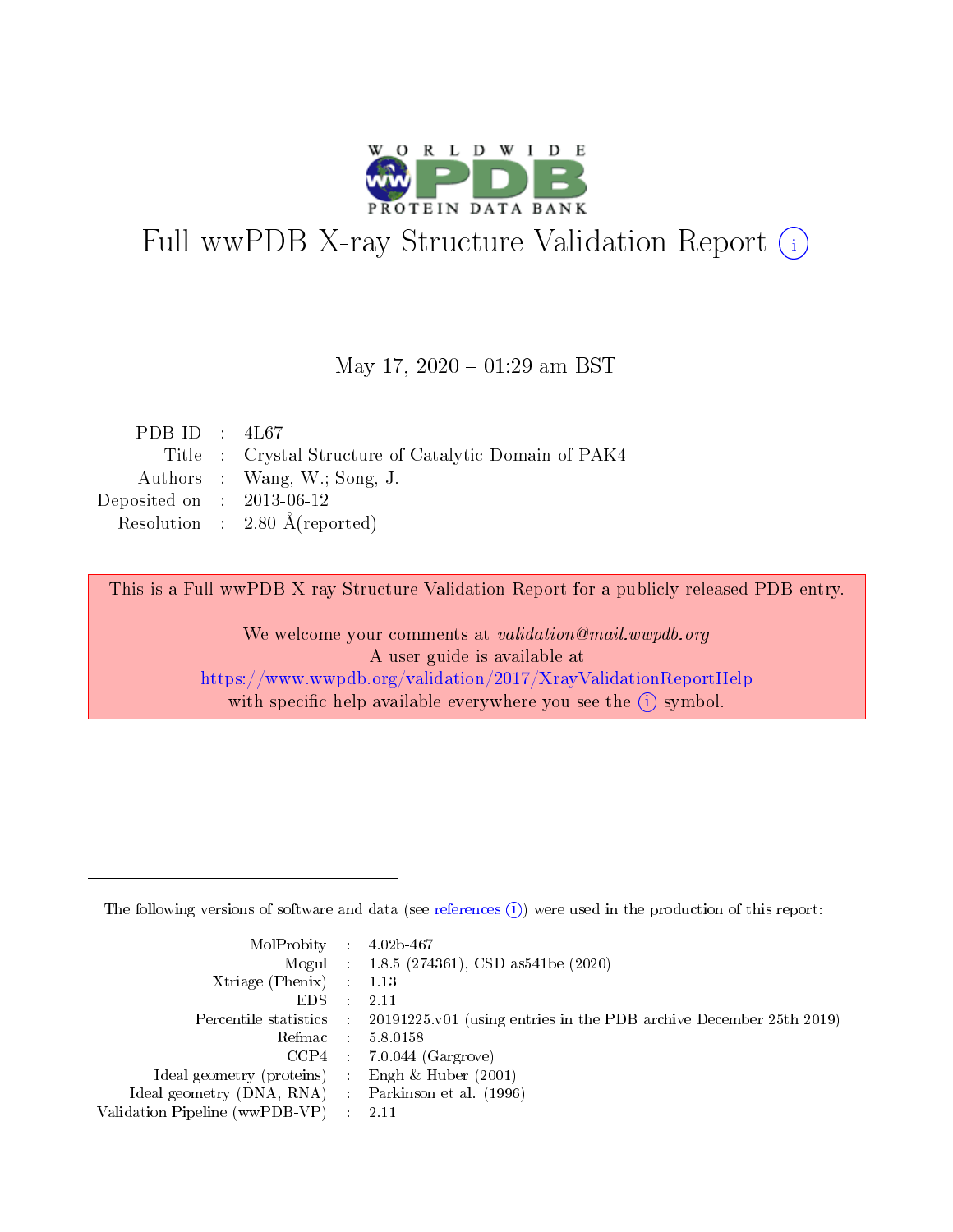# Full wwPDB X-ray Structure Validation Report (i)

May 17, 2020 – 01:29 am BST

| | | |
|---|---|---|
| PDB ID | : | 4L67 |
| Title | : | Crystal Structure of Catalytic Domain of PAK4 |
| Authors | : | Wang, W.; Song, J. |
| Deposited on | : | 2013-06-12 |
| Resolution | : | 2.80 Å(reported) |

This is a Full wwPDB X-ray Structure Validation Report for a publicly released PDB entry.

We welcome your comments at *validation@mail.wwpdb.org*
A user guide is available at
https://www.wwpdb.org/validation/2017/XrayValidationReportHelp
with specific help available everywhere you see the (i) symbol.

---

The following versions of software and data (see references (i)) were used in the production of this report:

| | | |
|---|---|---|
| MolProbity | : | 4.02b-467 |
| Mogul | : | 1.8.5 (274361), CSD as541be (2020) |
| Xtriage (Phenix) | : | 1.13 |
| EDS | : | 2.11 |
| Percentile statistics | : | 20191225.v01 (using entries in the PDB archive December 25th 2019) |
| Refmac | : | 5.8.0158 |
| CCP4 | : | 7.0.044 (Gargrove) |
| Ideal geometry (proteins) | : | Engh & Huber (2001) |
| Ideal geometry (DNA, RNA) | : | Parkinson et al. (1996) |
| Validation Pipeline (wwPDB-VP) | : | 2.11 |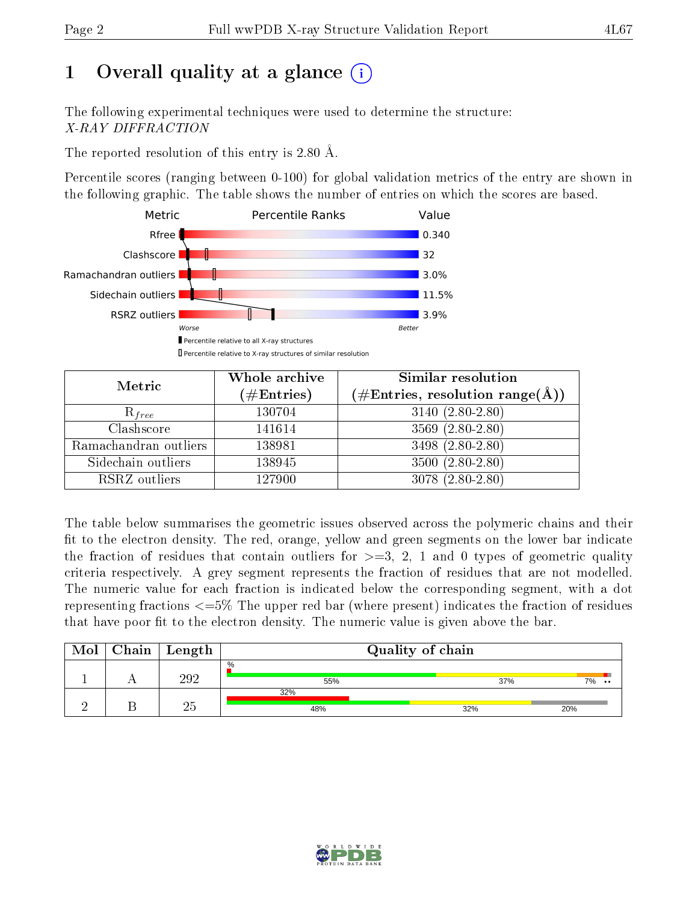# 1 Overall quality at a glance

The following experimental techniques were used to determine the structure:
*X-RAY DIFFRACTION*

The reported resolution of this entry is 2.80 Å.

Percentile scores (ranging between 0-100) for global validation metrics of the entry are shown in the following graphic. The table shows the number of entries on which the scores are based.

| Metric | Value |
|---|---|
| Rfree | 0.340 |
| Clashscore | 32 |
| Ramachandran outliers | 3.0% |
| Sidechain outliers | 11.5% |
| RSRZ outliers | 3.9% |

Worse — Better

Percentile relative to all X-ray structures

Percentile relative to X-ray structures of similar resolution

| Metric | Whole archive (#Entries) | Similar resolution (#Entries, resolution range(Å)) |
|---|---|---|
| $R_{free}$ | 130704 | 3140 (2.80-2.80) |
| Clashscore | 141614 | 3569 (2.80-2.80) |
| Ramachandran outliers | 138981 | 3498 (2.80-2.80) |
| Sidechain outliers | 138945 | 3500 (2.80-2.80) |
| RSRZ outliers | 127900 | 3078 (2.80-2.80) |

The table below summarises the geometric issues observed across the polymeric chains and their fit to the electron density. The red, orange, yellow and green segments on the lower bar indicate the fraction of residues that contain outliers for >=3, 2, 1 and 0 types of geometric quality criteria respectively. A grey segment represents the fraction of residues that are not modelled. The numeric value for each fraction is indicated below the corresponding segment, with a dot representing fractions <=5% The upper red bar (where present) indicates the fraction of residues that have poor fit to the electron density. The numeric value is given above the bar.

| Mol | Chain | Length | Quality of chain |
|---|---|---|---|
| 1 | A | 292 | %; 55%, 37%, 7%, •• |
| 2 | B | 25 | 32%; 48%, 32%, 20% |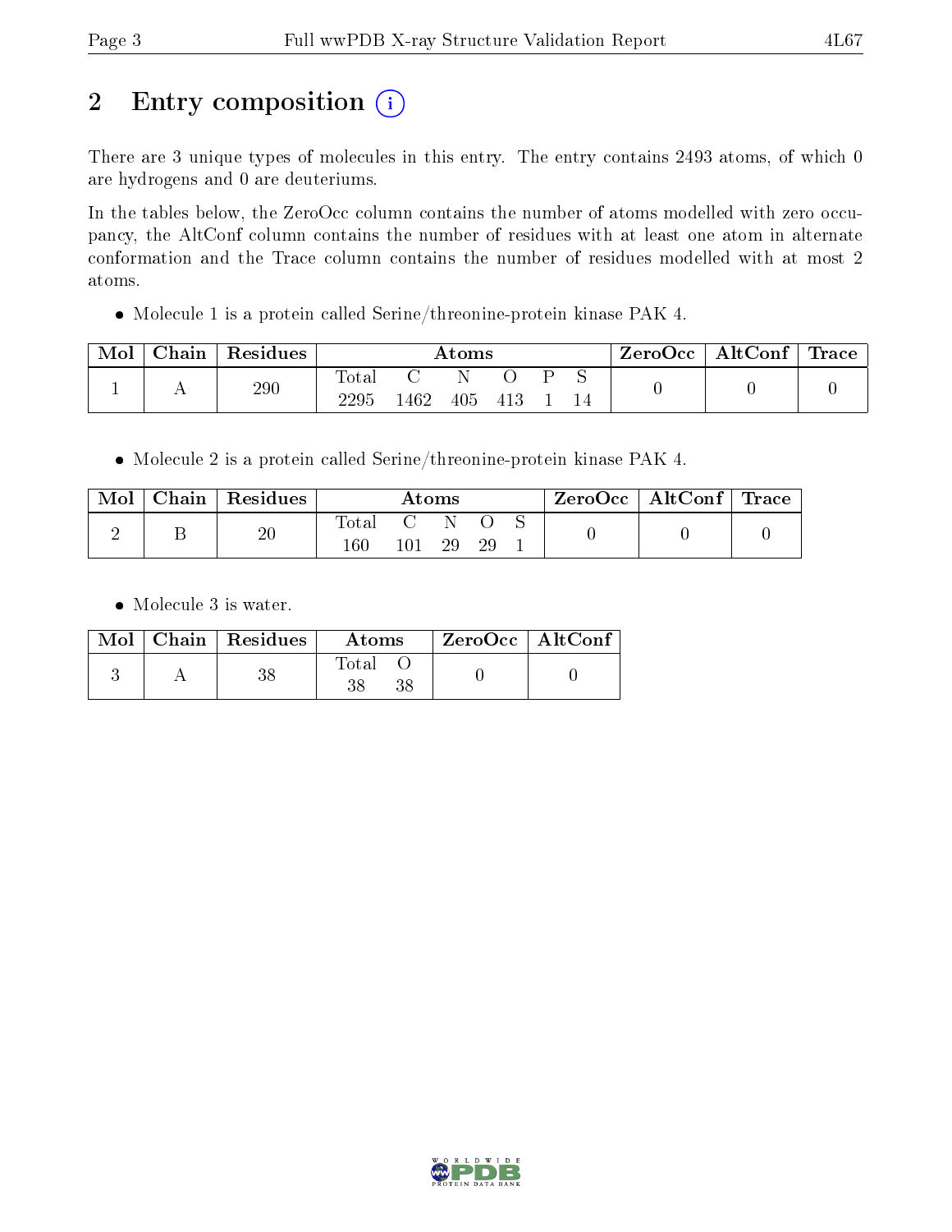# 2 Entry composition (i)

There are 3 unique types of molecules in this entry. The entry contains 2493 atoms, of which 0 are hydrogens and 0 are deuteriums.

In the tables below, the ZeroOcc column contains the number of atoms modelled with zero occupancy, the AltConf column contains the number of residues with at least one atom in alternate conformation and the Trace column contains the number of residues modelled with at most 2 atoms.

- Molecule 1 is a protein called Serine/threonine-protein kinase PAK 4.

| Mol | Chain | Residues | Atoms | | | | | | ZeroOcc | AltConf | Trace |
|---|---|---|---|---|---|---|---|---|---|---|---|
| | | | Total | C | N | O | P | S | | | |
| 1 | A | 290 | 2295 | 1462 | 405 | 413 | 1 | 14 | 0 | 0 | 0 |

- Molecule 2 is a protein called Serine/threonine-protein kinase PAK 4.

| Mol | Chain | Residues | Atoms | | | | | ZeroOcc | AltConf | Trace |
|---|---|---|---|---|---|---|---|---|---|---|
| | | | Total | C | N | O | S | | | |
| 2 | B | 20 | 160 | 101 | 29 | 29 | 1 | 0 | 0 | 0 |

- Molecule 3 is water.

| Mol | Chain | Residues | Atoms | | ZeroOcc | AltConf |
|---|---|---|---|---|---|---|
| | | | Total | O | | |
| 3 | A | 38 | 38 | 38 | 0 | 0 |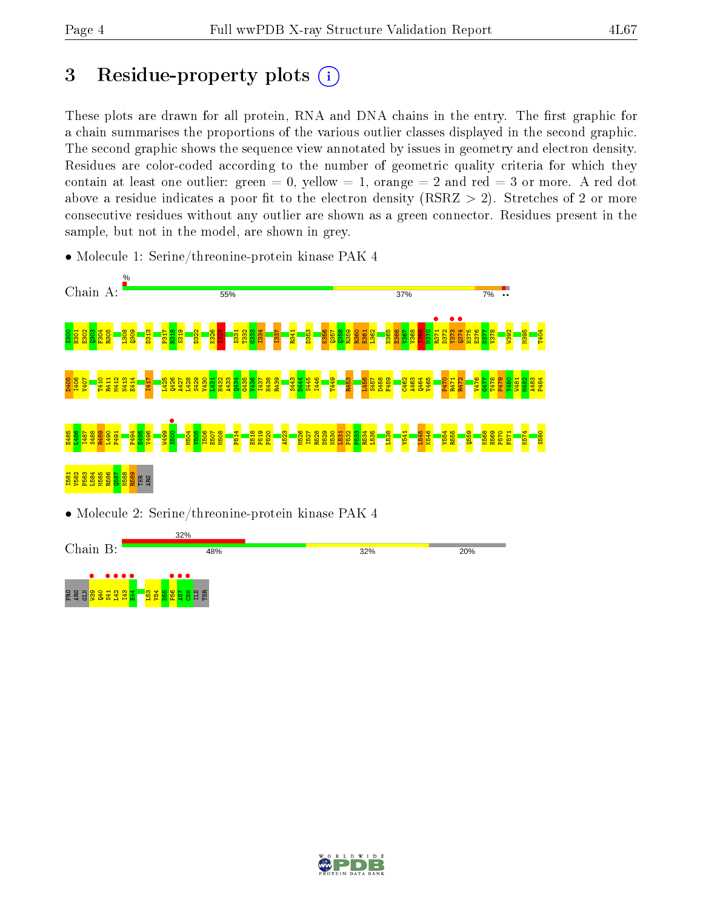# 3 Residue-property plots

These plots are drawn for all protein, RNA and DNA chains in the entry. The first graphic for a chain summarises the proportions of the various outlier classes displayed in the second graphic. The second graphic shows the sequence view annotated by issues in geometry and electron density. Residues are color-coded according to the number of geometric quality criteria for which they contain at least one outlier: green = 0, yellow = 1, orange = 2 and red = 3 or more. A red dot above a residue indicates a poor fit to the electron density (RSRZ > 2). Stretches of 2 or more consecutive residues without any outlier are shown as a green connector. Residues present in the sample, but not in the model, are shown in grey.

- Molecule 1: Serine/threonine-protein kinase PAK 4

Chain A: 55% 37% 7%

S300 H301 E302 Q303 F304 R305 L308 Q309 D313 P317 R318 S319 D322 K326 H327 S331 T332 G333 I334 I337 R341 D353 K356 Q357 Q358 R359 R360 E361 L362 N365 E366 V367 V368 I369 M370 R371 D372 Y373 Q374 H375 E376 N377 V378 W392 M395 T404 D405 L406 V407 T410 R411 M412 N413 E414 I417 L425 Q426 A427 L428 S429 V430 L431 H432 A433 Q434 G435 V436 I437 H438 R439 S443 D444 S445 I446 T449 R453 L456 S457 D458 F459 C462 A463 Q464 V465 P470 R471 R472 V476 G477 T478 P479 Y480 W481 M482 A483 P484 E485 L486 I487 S488 R489 L490 P491 P494 E495 V496 W499 S500 M504 V505 I506 E507 M508 P514 E518 P519 P520 A523 M526 I527 R528 D529 N530 L531 P532 R533 L534 L535 L538 V541 L545 K546 V554 R555 Q559 K568 H569 P570 F571 K574 S580 I581 V582 P583 L584 M585 R586 Q587 N588 R589 THR ARG

- Molecule 2: Serine/threonine-protein kinase PAK 4

Chain B: 32% 48% 32% 20%

PRO ARG GLN W39 Q40 S41 L42 I43 E44 L53 V54 D55 P56 A57 C58 ILE THR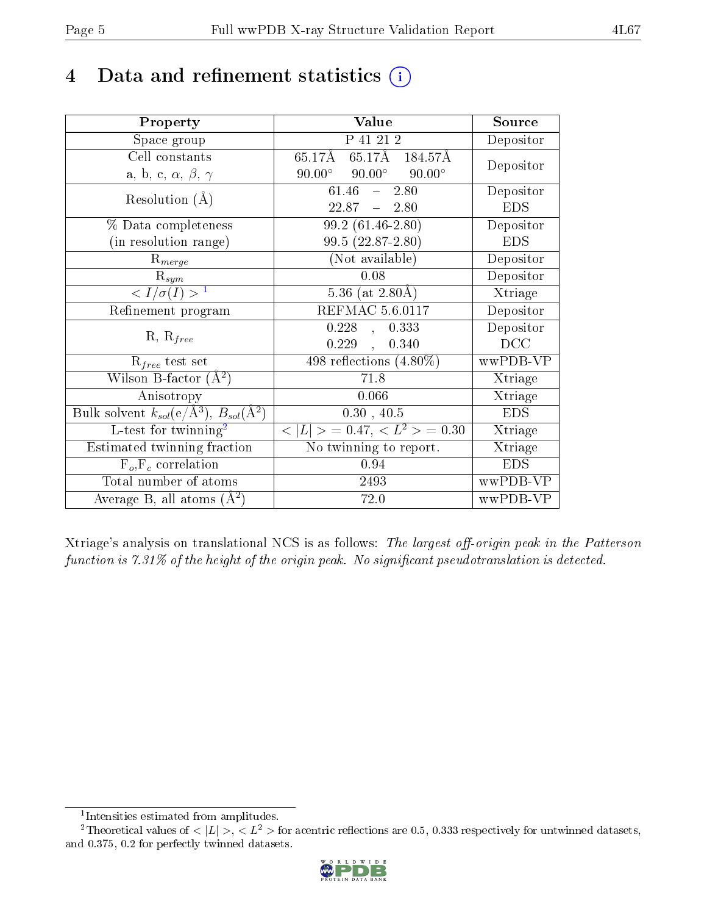# 4 Data and refinement statistics

| Property | Value | Source |
|---|---|---|
| Space group | P 41 21 2 | Depositor |
| Cell constants<br>a, b, c, $\alpha$, $\beta$, $\gamma$ | 65.17Å 65.17Å 184.57Å<br>90.00° 90.00° 90.00° | Depositor |
| Resolution (Å) | 61.46 – 2.80<br>22.87 – 2.80 | Depositor<br>EDS |
| % Data completeness<br>(in resolution range) | 99.2 (61.46-2.80)<br>99.5 (22.87-2.80) | Depositor<br>EDS |
| $R_{merge}$ | (Not available) | Depositor |
| $R_{sym}$ | 0.08 | Depositor |
| $< I/\sigma(I) >$ [1] | 5.36 (at 2.80Å) | Xtriage |
| Refinement program | REFMAC 5.6.0117 | Depositor |
| R, $R_{free}$ | 0.228 , 0.333<br>0.229 , 0.340 | Depositor<br>DCC |
| $R_{free}$ test set | 498 reflections (4.80%) | wwPDB-VP |
| Wilson B-factor (Å$^2$) | 71.8 | Xtriage |
| Anisotropy | 0.066 | Xtriage |
| Bulk solvent $k_{sol}$(e/Å$^3$), $B_{sol}$(Å$^2$) | 0.30 , 40.5 | EDS |
| L-test for twinning[2] | $< \|L\| > = 0.47$, $< L^2 > = 0.30$ | Xtriage |
| Estimated twinning fraction | No twinning to report. | Xtriage |
| $F_o$,$F_c$ correlation | 0.94 | EDS |
| Total number of atoms | 2493 | wwPDB-VP |
| Average B, all atoms (Å$^2$) | 72.0 | wwPDB-VP |

Xtriage's analysis on translational NCS is as follows: *The largest off-origin peak in the Patterson function is 7.31% of the height of the origin peak. No significant pseudotranslation is detected.*

[1] Intensities estimated from amplitudes.

[2] Theoretical values of $< |L| >$, $< L^2 >$ for acentric reflections are 0.5, 0.333 respectively for untwinned datasets, and 0.375, 0.2 for perfectly twinned datasets.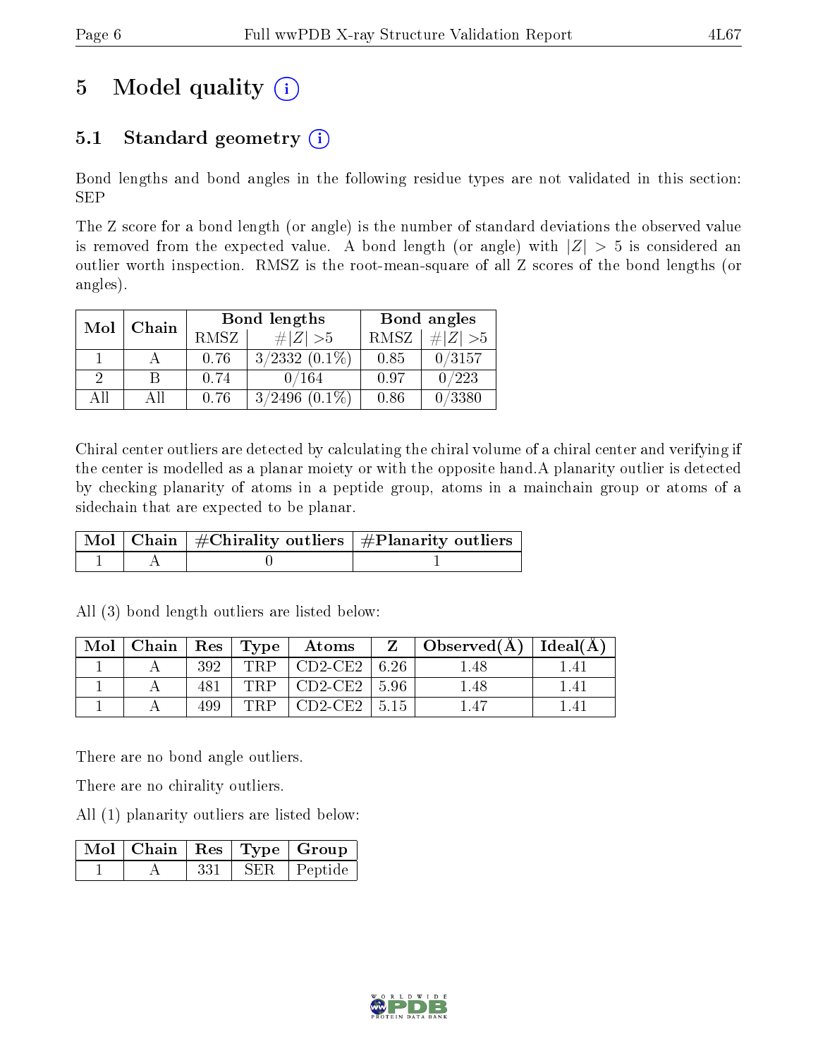# 5 Model quality (i)

## 5.1 Standard geometry (i)

Bond lengths and bond angles in the following residue types are not validated in this section: SEP

The Z score for a bond length (or angle) is the number of standard deviations the observed value is removed from the expected value. A bond length (or angle) with $|Z| > 5$ is considered an outlier worth inspection. RMSZ is the root-mean-square of all Z scores of the bond lengths (or angles).

| Mol | Chain | Bond lengths | | Bond angles | |
|---|---|---|---|---|---|
| | | RMSZ | $\#\|Z\| > 5$ | RMSZ | $\#\|Z\| > 5$ |
| 1 | A | 0.76 | 3/2332 (0.1%) | 0.85 | 0/3157 |
| 2 | B | 0.74 | 0/164 | 0.97 | 0/223 |
| All | All | 0.76 | 3/2496 (0.1%) | 0.86 | 0/3380 |

Chiral center outliers are detected by calculating the chiral volume of a chiral center and verifying if the center is modelled as a planar moiety or with the opposite hand.A planarity outlier is detected by checking planarity of atoms in a peptide group, atoms in a mainchain group or atoms of a sidechain that are expected to be planar.

| Mol | Chain | #Chirality outliers | #Planarity outliers |
|---|---|---|---|
| 1 | A | 0 | 1 |

All (3) bond length outliers are listed below:

| Mol | Chain | Res | Type | Atoms | Z | Observed(Å) | Ideal(Å) |
|---|---|---|---|---|---|---|---|
| 1 | A | 392 | TRP | CD2-CE2 | 6.26 | 1.48 | 1.41 |
| 1 | A | 481 | TRP | CD2-CE2 | 5.96 | 1.48 | 1.41 |
| 1 | A | 499 | TRP | CD2-CE2 | 5.15 | 1.47 | 1.41 |

There are no bond angle outliers.

There are no chirality outliers.

All (1) planarity outliers are listed below:

| Mol | Chain | Res | Type | Group |
|---|---|---|---|---|
| 1 | A | 331 | SER | Peptide |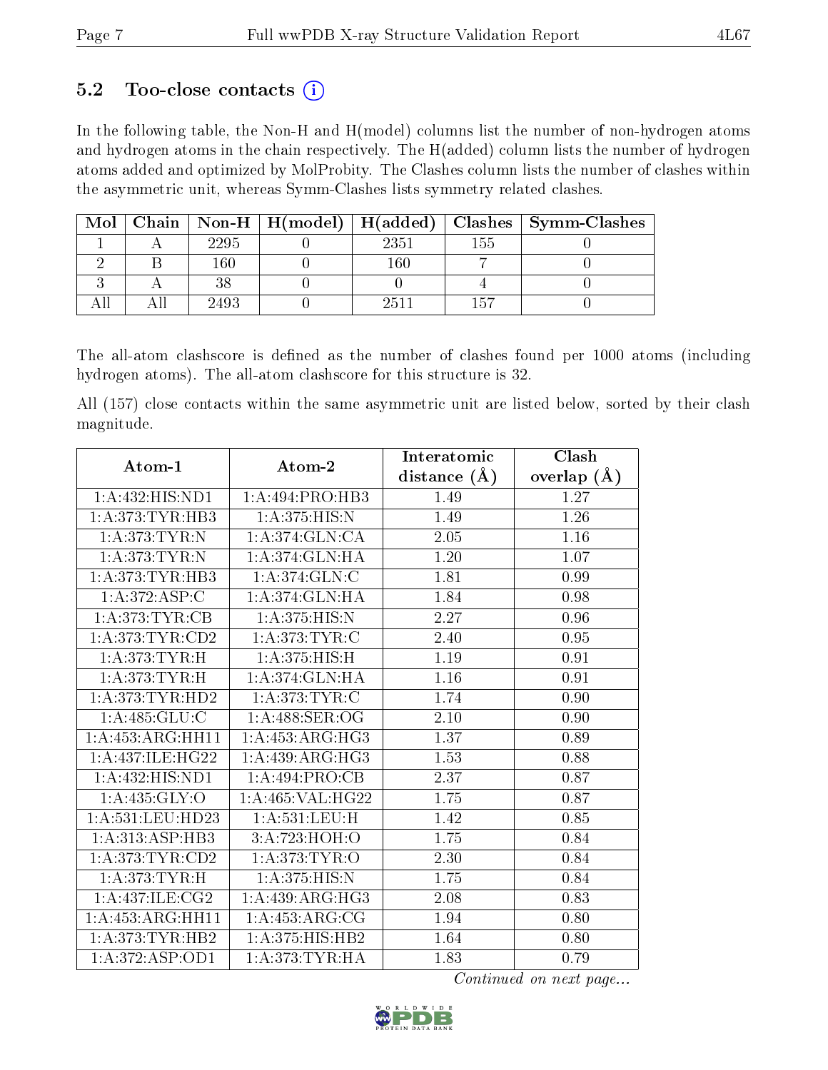### 5.2 Too-close contacts (i)

In the following table, the Non-H and H(model) columns list the number of non-hydrogen atoms and hydrogen atoms in the chain respectively. The H(added) column lists the number of hydrogen atoms added and optimized by MolProbity. The Clashes column lists the number of clashes within the asymmetric unit, whereas Symm-Clashes lists symmetry related clashes.

| Mol | Chain | Non-H | H(model) | H(added) | Clashes | Symm-Clashes |
|---|---|---|---|---|---|---|
| 1 | A | 2295 | 0 | 2351 | 155 | 0 |
| 2 | B | 160 | 0 | 160 | 7 | 0 |
| 3 | A | 38 | 0 | 0 | 4 | 0 |
| All | All | 2493 | 0 | 2511 | 157 | 0 |

The all-atom clashscore is defined as the number of clashes found per 1000 atoms (including hydrogen atoms). The all-atom clashscore for this structure is 32.

All (157) close contacts within the same asymmetric unit are listed below, sorted by their clash magnitude.

| Atom-1 | Atom-2 | Interatomic distance (Å) | Clash overlap (Å) |
|---|---|---|---|
| 1:A:432:HIS:ND1 | 1:A:494:PRO:HB3 | 1.49 | 1.27 |
| 1:A:373:TYR:HB3 | 1:A:375:HIS:N | 1.49 | 1.26 |
| 1:A:373:TYR:N | 1:A:374:GLN:CA | 2.05 | 1.16 |
| 1:A:373:TYR:N | 1:A:374:GLN:HA | 1.20 | 1.07 |
| 1:A:373:TYR:HB3 | 1:A:374:GLN:C | 1.81 | 0.99 |
| 1:A:372:ASP:C | 1:A:374:GLN:HA | 1.84 | 0.98 |
| 1:A:373:TYR:CB | 1:A:375:HIS:N | 2.27 | 0.96 |
| 1:A:373:TYR:CD2 | 1:A:373:TYR:C | 2.40 | 0.95 |
| 1:A:373:TYR:H | 1:A:375:HIS:H | 1.19 | 0.91 |
| 1:A:373:TYR:H | 1:A:374:GLN:HA | 1.16 | 0.91 |
| 1:A:373:TYR:HD2 | 1:A:373:TYR:C | 1.74 | 0.90 |
| 1:A:485:GLU:C | 1:A:488:SER:OG | 2.10 | 0.90 |
| 1:A:453:ARG:HH11 | 1:A:453:ARG:HG3 | 1.37 | 0.89 |
| 1:A:437:ILE:HG22 | 1:A:439:ARG:HG3 | 1.53 | 0.88 |
| 1:A:432:HIS:ND1 | 1:A:494:PRO:CB | 2.37 | 0.87 |
| 1:A:435:GLY:O | 1:A:465:VAL:HG22 | 1.75 | 0.87 |
| 1:A:531:LEU:HD23 | 1:A:531:LEU:H | 1.42 | 0.85 |
| 1:A:313:ASP:HB3 | 3:A:723:HOH:O | 1.75 | 0.84 |
| 1:A:373:TYR:CD2 | 1:A:373:TYR:O | 2.30 | 0.84 |
| 1:A:373:TYR:H | 1:A:375:HIS:N | 1.75 | 0.84 |
| 1:A:437:ILE:CG2 | 1:A:439:ARG:HG3 | 2.08 | 0.83 |
| 1:A:453:ARG:HH11 | 1:A:453:ARG:CG | 1.94 | 0.80 |
| 1:A:373:TYR:HB2 | 1:A:375:HIS:HB2 | 1.64 | 0.80 |
| 1:A:372:ASP:OD1 | 1:A:373:TYR:HA | 1.83 | 0.79 |

*Continued on next page...*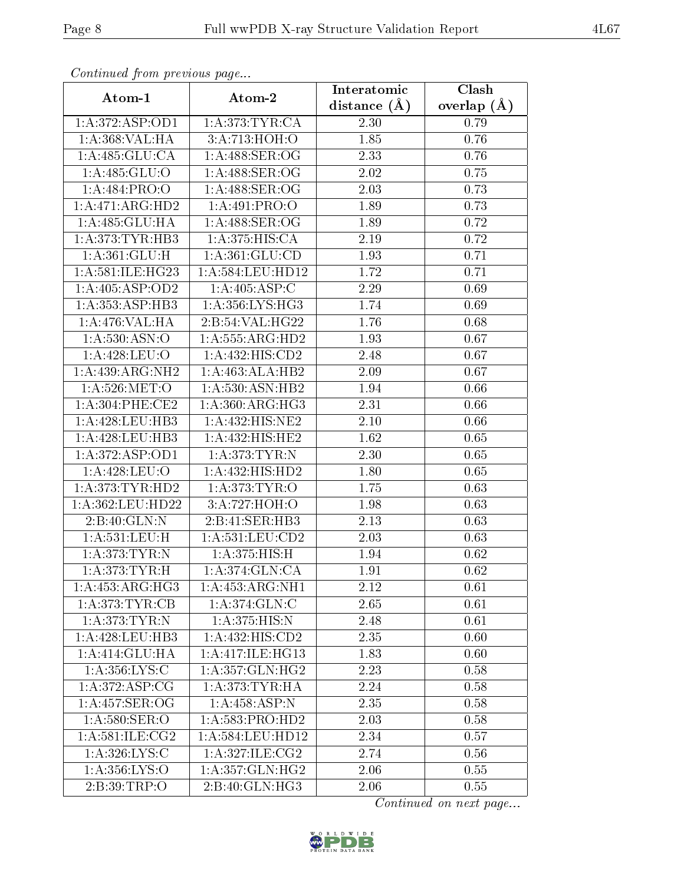*Continued from previous page...*

| Atom-1 | Atom-2 | Interatomic distance (Å) | Clash overlap (Å) |
|---|---|---|---|
| 1:A:372:ASP:OD1 | 1:A:373:TYR:CA | 2.30 | 0.79 |
| 1:A:368:VAL:HA | 3:A:713:HOH:O | 1.85 | 0.76 |
| 1:A:485:GLU:CA | 1:A:488:SER:OG | 2.33 | 0.76 |
| 1:A:485:GLU:O | 1:A:488:SER:OG | 2.02 | 0.75 |
| 1:A:484:PRO:O | 1:A:488:SER:OG | 2.03 | 0.73 |
| 1:A:471:ARG:HD2 | 1:A:491:PRO:O | 1.89 | 0.73 |
| 1:A:485:GLU:HA | 1:A:488:SER:OG | 1.89 | 0.72 |
| 1:A:373:TYR:HB3 | 1:A:375:HIS:CA | 2.19 | 0.72 |
| 1:A:361:GLU:H | 1:A:361:GLU:CD | 1.93 | 0.71 |
| 1:A:581:ILE:HG23 | 1:A:584:LEU:HD12 | 1.72 | 0.71 |
| 1:A:405:ASP:OD2 | 1:A:405:ASP:C | 2.29 | 0.69 |
| 1:A:353:ASP:HB3 | 1:A:356:LYS:HG3 | 1.74 | 0.69 |
| 1:A:476:VAL:HA | 2:B:54:VAL:HG22 | 1.76 | 0.68 |
| 1:A:530:ASN:O | 1:A:555:ARG:HD2 | 1.93 | 0.67 |
| 1:A:428:LEU:O | 1:A:432:HIS:CD2 | 2.48 | 0.67 |
| 1:A:439:ARG:NH2 | 1:A:463:ALA:HB2 | 2.09 | 0.67 |
| 1:A:526:MET:O | 1:A:530:ASN:HB2 | 1.94 | 0.66 |
| 1:A:304:PHE:CE2 | 1:A:360:ARG:HG3 | 2.31 | 0.66 |
| 1:A:428:LEU:HB3 | 1:A:432:HIS:NE2 | 2.10 | 0.66 |
| 1:A:428:LEU:HB3 | 1:A:432:HIS:HE2 | 1.62 | 0.65 |
| 1:A:372:ASP:OD1 | 1:A:373:TYR:N | 2.30 | 0.65 |
| 1:A:428:LEU:O | 1:A:432:HIS:HD2 | 1.80 | 0.65 |
| 1:A:373:TYR:HD2 | 1:A:373:TYR:O | 1.75 | 0.63 |
| 1:A:362:LEU:HD22 | 3:A:727:HOH:O | 1.98 | 0.63 |
| 2:B:40:GLN:N | 2:B:41:SER:HB3 | 2.13 | 0.63 |
| 1:A:531:LEU:H | 1:A:531:LEU:CD2 | 2.03 | 0.63 |
| 1:A:373:TYR:N | 1:A:375:HIS:H | 1.94 | 0.62 |
| 1:A:373:TYR:H | 1:A:374:GLN:CA | 1.91 | 0.62 |
| 1:A:453:ARG:HG3 | 1:A:453:ARG:NH1 | 2.12 | 0.61 |
| 1:A:373:TYR:CB | 1:A:374:GLN:C | 2.65 | 0.61 |
| 1:A:373:TYR:N | 1:A:375:HIS:N | 2.48 | 0.61 |
| 1:A:428:LEU:HB3 | 1:A:432:HIS:CD2 | 2.35 | 0.60 |
| 1:A:414:GLU:HA | 1:A:417:ILE:HG13 | 1.83 | 0.60 |
| 1:A:356:LYS:C | 1:A:357:GLN:HG2 | 2.23 | 0.58 |
| 1:A:372:ASP:CG | 1:A:373:TYR:HA | 2.24 | 0.58 |
| 1:A:457:SER:OG | 1:A:458:ASP:N | 2.35 | 0.58 |
| 1:A:580:SER:O | 1:A:583:PRO:HD2 | 2.03 | 0.58 |
| 1:A:581:ILE:CG2 | 1:A:584:LEU:HD12 | 2.34 | 0.57 |
| 1:A:326:LYS:C | 1:A:327:ILE:CG2 | 2.74 | 0.56 |
| 1:A:356:LYS:O | 1:A:357:GLN:HG2 | 2.06 | 0.55 |
| 2:B:39:TRP:O | 2:B:40:GLN:HG3 | 2.06 | 0.55 |

*Continued on next page...*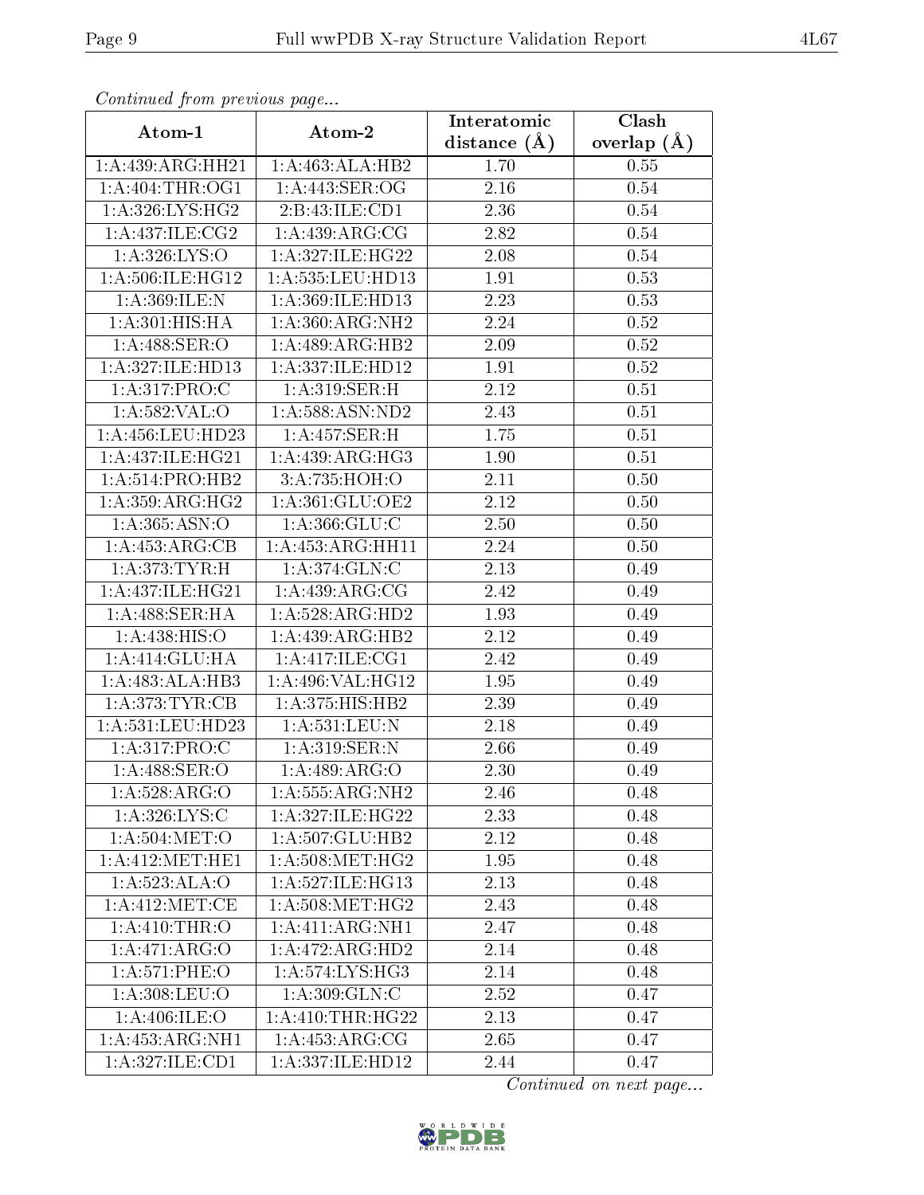*Continued from previous page...*

| Atom-1 | Atom-2 | Interatomic distance (Å) | Clash overlap (Å) |
|---|---|---|---|
| 1:A:439:ARG:HH21 | 1:A:463:ALA:HB2 | 1.70 | 0.55 |
| 1:A:404:THR:OG1 | 1:A:443:SER:OG | 2.16 | 0.54 |
| 1:A:326:LYS:HG2 | 2:B:43:ILE:CD1 | 2.36 | 0.54 |
| 1:A:437:ILE:CG2 | 1:A:439:ARG:CG | 2.82 | 0.54 |
| 1:A:326:LYS:O | 1:A:327:ILE:HG22 | 2.08 | 0.54 |
| 1:A:506:ILE:HG12 | 1:A:535:LEU:HD13 | 1.91 | 0.53 |
| 1:A:369:ILE:N | 1:A:369:ILE:HD13 | 2.23 | 0.53 |
| 1:A:301:HIS:HA | 1:A:360:ARG:NH2 | 2.24 | 0.52 |
| 1:A:488:SER:O | 1:A:489:ARG:HB2 | 2.09 | 0.52 |
| 1:A:327:ILE:HD13 | 1:A:337:ILE:HD12 | 1.91 | 0.52 |
| 1:A:317:PRO:C | 1:A:319:SER:H | 2.12 | 0.51 |
| 1:A:582:VAL:O | 1:A:588:ASN:ND2 | 2.43 | 0.51 |
| 1:A:456:LEU:HD23 | 1:A:457:SER:H | 1.75 | 0.51 |
| 1:A:437:ILE:HG21 | 1:A:439:ARG:HG3 | 1.90 | 0.51 |
| 1:A:514:PRO:HB2 | 3:A:735:HOH:O | 2.11 | 0.50 |
| 1:A:359:ARG:HG2 | 1:A:361:GLU:OE2 | 2.12 | 0.50 |
| 1:A:365:ASN:O | 1:A:366:GLU:C | 2.50 | 0.50 |
| 1:A:453:ARG:CB | 1:A:453:ARG:HH11 | 2.24 | 0.50 |
| 1:A:373:TYR:H | 1:A:374:GLN:C | 2.13 | 0.49 |
| 1:A:437:ILE:HG21 | 1:A:439:ARG:CG | 2.42 | 0.49 |
| 1:A:488:SER:HA | 1:A:528:ARG:HD2 | 1.93 | 0.49 |
| 1:A:438:HIS:O | 1:A:439:ARG:HB2 | 2.12 | 0.49 |
| 1:A:414:GLU:HA | 1:A:417:ILE:CG1 | 2.42 | 0.49 |
| 1:A:483:ALA:HB3 | 1:A:496:VAL:HG12 | 1.95 | 0.49 |
| 1:A:373:TYR:CB | 1:A:375:HIS:HB2 | 2.39 | 0.49 |
| 1:A:531:LEU:HD23 | 1:A:531:LEU:N | 2.18 | 0.49 |
| 1:A:317:PRO:C | 1:A:319:SER:N | 2.66 | 0.49 |
| 1:A:488:SER:O | 1:A:489:ARG:O | 2.30 | 0.49 |
| 1:A:528:ARG:O | 1:A:555:ARG:NH2 | 2.46 | 0.48 |
| 1:A:326:LYS:C | 1:A:327:ILE:HG22 | 2.33 | 0.48 |
| 1:A:504:MET:O | 1:A:507:GLU:HB2 | 2.12 | 0.48 |
| 1:A:412:MET:HE1 | 1:A:508:MET:HG2 | 1.95 | 0.48 |
| 1:A:523:ALA:O | 1:A:527:ILE:HG13 | 2.13 | 0.48 |
| 1:A:412:MET:CE | 1:A:508:MET:HG2 | 2.43 | 0.48 |
| 1:A:410:THR:O | 1:A:411:ARG:NH1 | 2.47 | 0.48 |
| 1:A:471:ARG:O | 1:A:472:ARG:HD2 | 2.14 | 0.48 |
| 1:A:571:PHE:O | 1:A:574:LYS:HG3 | 2.14 | 0.48 |
| 1:A:308:LEU:O | 1:A:309:GLN:C | 2.52 | 0.47 |
| 1:A:406:ILE:O | 1:A:410:THR:HG22 | 2.13 | 0.47 |
| 1:A:453:ARG:NH1 | 1:A:453:ARG:CG | 2.65 | 0.47 |
| 1:A:327:ILE:CD1 | 1:A:337:ILE:HD12 | 2.44 | 0.47 |

*Continued on next page...*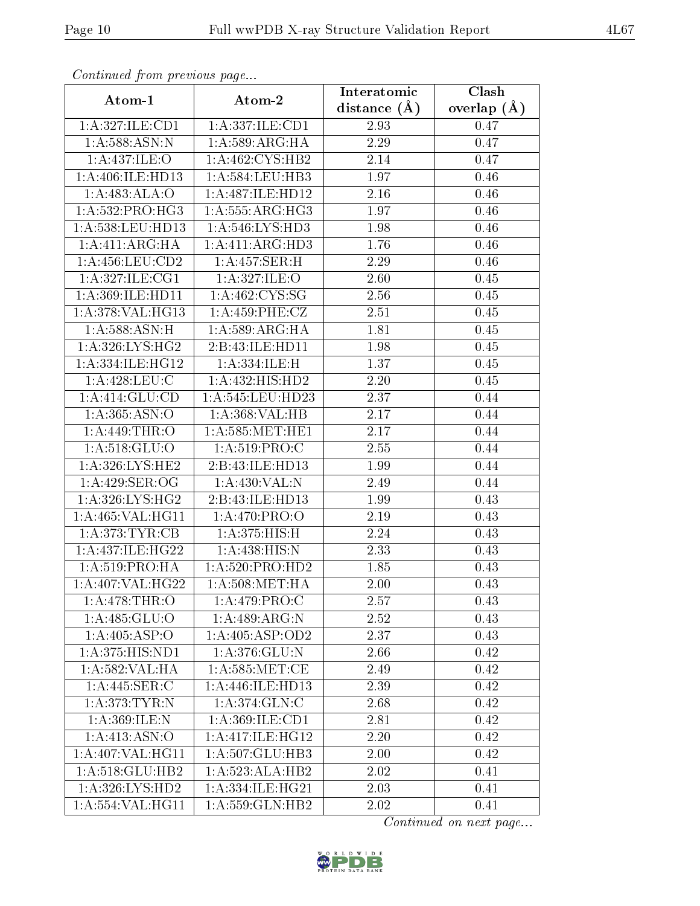*Continued from previous page...*

| Atom-1 | Atom-2 | Interatomic distance (Å) | Clash overlap (Å) |
|---|---|---|---|
| 1:A:327:ILE:CD1 | 1:A:337:ILE:CD1 | 2.93 | 0.47 |
| 1:A:588:ASN:N | 1:A:589:ARG:HA | 2.29 | 0.47 |
| 1:A:437:ILE:O | 1:A:462:CYS:HB2 | 2.14 | 0.47 |
| 1:A:406:ILE:HD13 | 1:A:584:LEU:HB3 | 1.97 | 0.46 |
| 1:A:483:ALA:O | 1:A:487:ILE:HD12 | 2.16 | 0.46 |
| 1:A:532:PRO:HG3 | 1:A:555:ARG:HG3 | 1.97 | 0.46 |
| 1:A:538:LEU:HD13 | 1:A:546:LYS:HD3 | 1.98 | 0.46 |
| 1:A:411:ARG:HA | 1:A:411:ARG:HD3 | 1.76 | 0.46 |
| 1:A:456:LEU:CD2 | 1:A:457:SER:H | 2.29 | 0.46 |
| 1:A:327:ILE:CG1 | 1:A:327:ILE:O | 2.60 | 0.45 |
| 1:A:369:ILE:HD11 | 1:A:462:CYS:SG | 2.56 | 0.45 |
| 1:A:378:VAL:HG13 | 1:A:459:PHE:CZ | 2.51 | 0.45 |
| 1:A:588:ASN:H | 1:A:589:ARG:HA | 1.81 | 0.45 |
| 1:A:326:LYS:HG2 | 2:B:43:ILE:HD11 | 1.98 | 0.45 |
| 1:A:334:ILE:HG12 | 1:A:334:ILE:H | 1.37 | 0.45 |
| 1:A:428:LEU:C | 1:A:432:HIS:HD2 | 2.20 | 0.45 |
| 1:A:414:GLU:CD | 1:A:545:LEU:HD23 | 2.37 | 0.44 |
| 1:A:365:ASN:O | 1:A:368:VAL:HB | 2.17 | 0.44 |
| 1:A:449:THR:O | 1:A:585:MET:HE1 | 2.17 | 0.44 |
| 1:A:518:GLU:O | 1:A:519:PRO:C | 2.55 | 0.44 |
| 1:A:326:LYS:HE2 | 2:B:43:ILE:HD13 | 1.99 | 0.44 |
| 1:A:429:SER:OG | 1:A:430:VAL:N | 2.49 | 0.44 |
| 1:A:326:LYS:HG2 | 2:B:43:ILE:HD13 | 1.99 | 0.43 |
| 1:A:465:VAL:HG11 | 1:A:470:PRO:O | 2.19 | 0.43 |
| 1:A:373:TYR:CB | 1:A:375:HIS:H | 2.24 | 0.43 |
| 1:A:437:ILE:HG22 | 1:A:438:HIS:N | 2.33 | 0.43 |
| 1:A:519:PRO:HA | 1:A:520:PRO:HD2 | 1.85 | 0.43 |
| 1:A:407:VAL:HG22 | 1:A:508:MET:HA | 2.00 | 0.43 |
| 1:A:478:THR:O | 1:A:479:PRO:C | 2.57 | 0.43 |
| 1:A:485:GLU:O | 1:A:489:ARG:N | 2.52 | 0.43 |
| 1:A:405:ASP:O | 1:A:405:ASP:OD2 | 2.37 | 0.43 |
| 1:A:375:HIS:ND1 | 1:A:376:GLU:N | 2.66 | 0.42 |
| 1:A:582:VAL:HA | 1:A:585:MET:CE | 2.49 | 0.42 |
| 1:A:445:SER:C | 1:A:446:ILE:HD13 | 2.39 | 0.42 |
| 1:A:373:TYR:N | 1:A:374:GLN:C | 2.68 | 0.42 |
| 1:A:369:ILE:N | 1:A:369:ILE:CD1 | 2.81 | 0.42 |
| 1:A:413:ASN:O | 1:A:417:ILE:HG12 | 2.20 | 0.42 |
| 1:A:407:VAL:HG11 | 1:A:507:GLU:HB3 | 2.00 | 0.42 |
| 1:A:518:GLU:HB2 | 1:A:523:ALA:HB2 | 2.02 | 0.41 |
| 1:A:326:LYS:HD2 | 1:A:334:ILE:HG21 | 2.03 | 0.41 |
| 1:A:554:VAL:HG11 | 1:A:559:GLN:HB2 | 2.02 | 0.41 |

*Continued on next page...*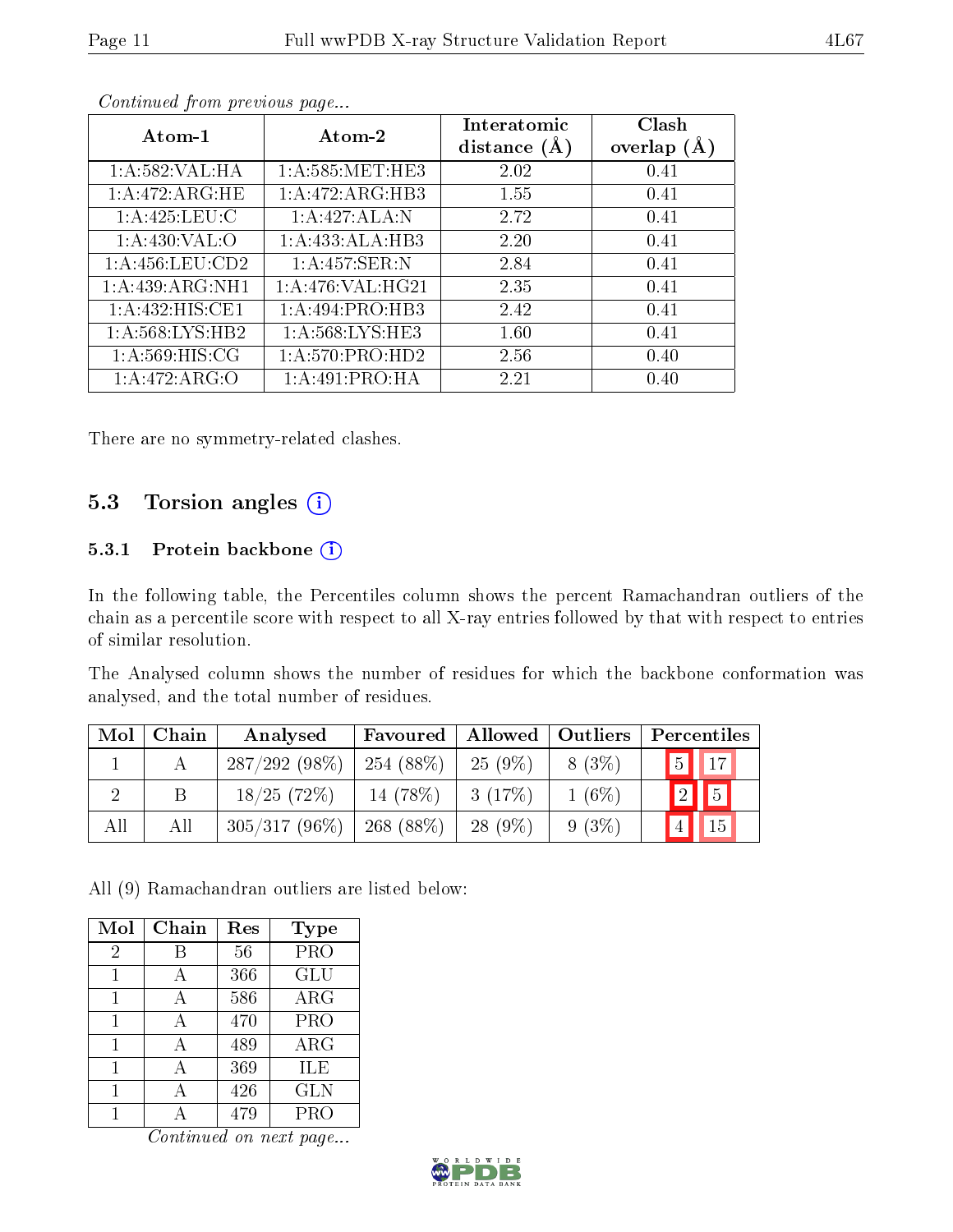*Continued from previous page...*

| Atom-1 | Atom-2 | Interatomic distance (Å) | Clash overlap (Å) |
|---|---|---|---|
| 1:A:582:VAL:HA | 1:A:585:MET:HE3 | 2.02 | 0.41 |
| 1:A:472:ARG:HE | 1:A:472:ARG:HB3 | 1.55 | 0.41 |
| 1:A:425:LEU:C | 1:A:427:ALA:N | 2.72 | 0.41 |
| 1:A:430:VAL:O | 1:A:433:ALA:HB3 | 2.20 | 0.41 |
| 1:A:456:LEU:CD2 | 1:A:457:SER:N | 2.84 | 0.41 |
| 1:A:439:ARG:NH1 | 1:A:476:VAL:HG21 | 2.35 | 0.41 |
| 1:A:432:HIS:CE1 | 1:A:494:PRO:HB3 | 2.42 | 0.41 |
| 1:A:568:LYS:HB2 | 1:A:568:LYS:HE3 | 1.60 | 0.41 |
| 1:A:569:HIS:CG | 1:A:570:PRO:HD2 | 2.56 | 0.40 |
| 1:A:472:ARG:O | 1:A:491:PRO:HA | 2.21 | 0.40 |

There are no symmetry-related clashes.

## 5.3 Torsion angles

### 5.3.1 Protein backbone

In the following table, the Percentiles column shows the percent Ramachandran outliers of the chain as a percentile score with respect to all X-ray entries followed by that with respect to entries of similar resolution.

The Analysed column shows the number of residues for which the backbone conformation was analysed, and the total number of residues.

| Mol | Chain | Analysed | Favoured | Allowed | Outliers | Percentiles | |
|---|---|---|---|---|---|---|---|
| 1 | A | 287/292 (98%) | 254 (88%) | 25 (9%) | 8 (3%) | 5 | 17 |
| 2 | B | 18/25 (72%) | 14 (78%) | 3 (17%) | 1 (6%) | 2 | 5 |
| All | All | 305/317 (96%) | 268 (88%) | 28 (9%) | 9 (3%) | 4 | 15 |

All (9) Ramachandran outliers are listed below:

| Mol | Chain | Res | Type |
|---|---|---|---|
| 2 | B | 56 | PRO |
| 1 | A | 366 | GLU |
| 1 | A | 586 | ARG |
| 1 | A | 470 | PRO |
| 1 | A | 489 | ARG |
| 1 | A | 369 | ILE |
| 1 | A | 426 | GLN |
| 1 | A | 479 | PRO |

*Continued on next page...*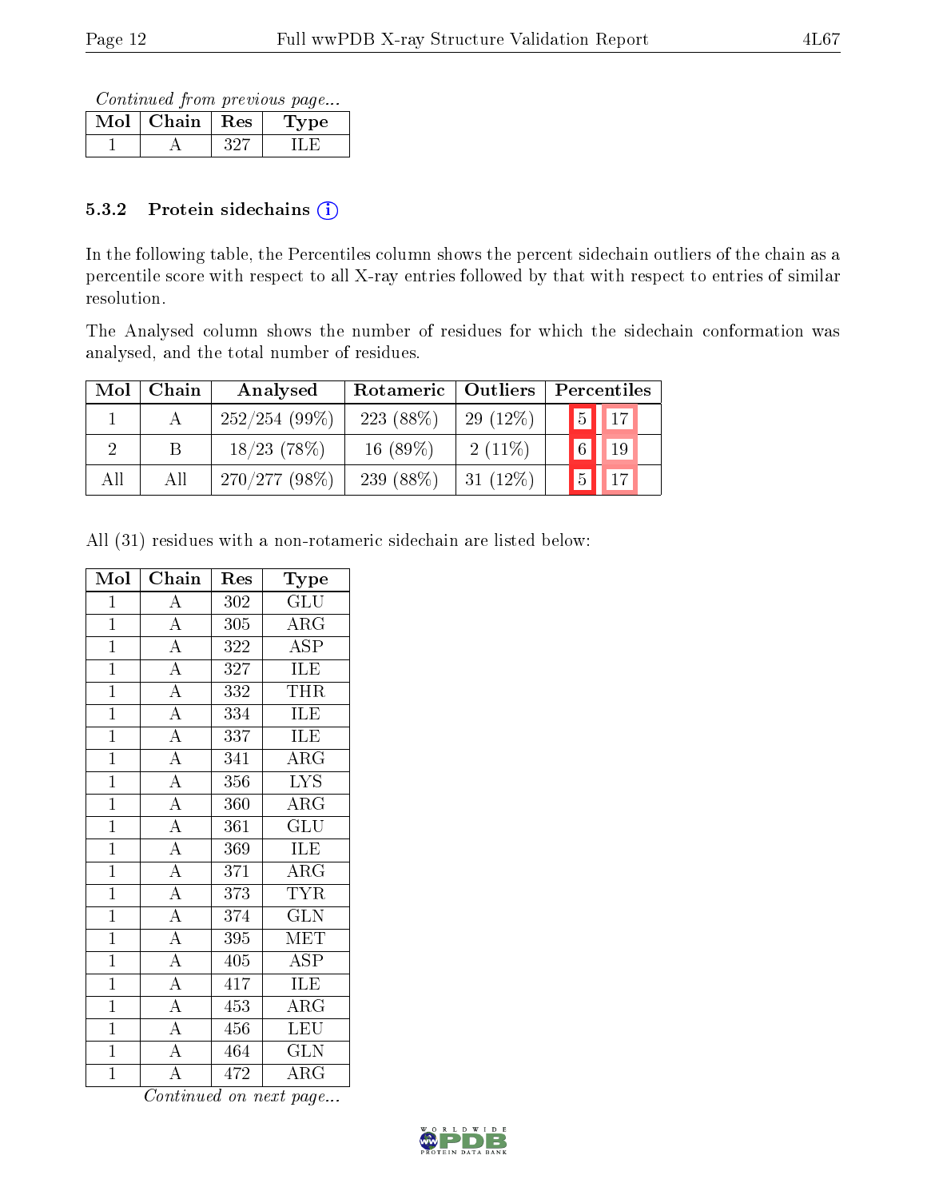*Continued from previous page...*

| Mol | Chain | Res | Type |
|---|---|---|---|
| 1 | A | 327 | ILE |

### 5.3.2 Protein sidechains

In the following table, the Percentiles column shows the percent sidechain outliers of the chain as a percentile score with respect to all X-ray entries followed by that with respect to entries of similar resolution.

The Analysed column shows the number of residues for which the sidechain conformation was analysed, and the total number of residues.

| Mol | Chain | Analysed | Rotameric | Outliers | Percentiles | |
|---|---|---|---|---|---|---|
| 1 | A | 252/254 (99%) | 223 (88%) | 29 (12%) | 5 | 17 |
| 2 | B | 18/23 (78%) | 16 (89%) | 2 (11%) | 6 | 19 |
| All | All | 270/277 (98%) | 239 (88%) | 31 (12%) | 5 | 17 |

All (31) residues with a non-rotameric sidechain are listed below:

| Mol | Chain | Res | Type |
|---|---|---|---|
| 1 | A | 302 | GLU |
| 1 | A | 305 | ARG |
| 1 | A | 322 | ASP |
| 1 | A | 327 | ILE |
| 1 | A | 332 | THR |
| 1 | A | 334 | ILE |
| 1 | A | 337 | ILE |
| 1 | A | 341 | ARG |
| 1 | A | 356 | LYS |
| 1 | A | 360 | ARG |
| 1 | A | 361 | GLU |
| 1 | A | 369 | ILE |
| 1 | A | 371 | ARG |
| 1 | A | 373 | TYR |
| 1 | A | 374 | GLN |
| 1 | A | 395 | MET |
| 1 | A | 405 | ASP |
| 1 | A | 417 | ILE |
| 1 | A | 453 | ARG |
| 1 | A | 456 | LEU |
| 1 | A | 464 | GLN |
| 1 | A | 472 | ARG |

*Continued on next page...*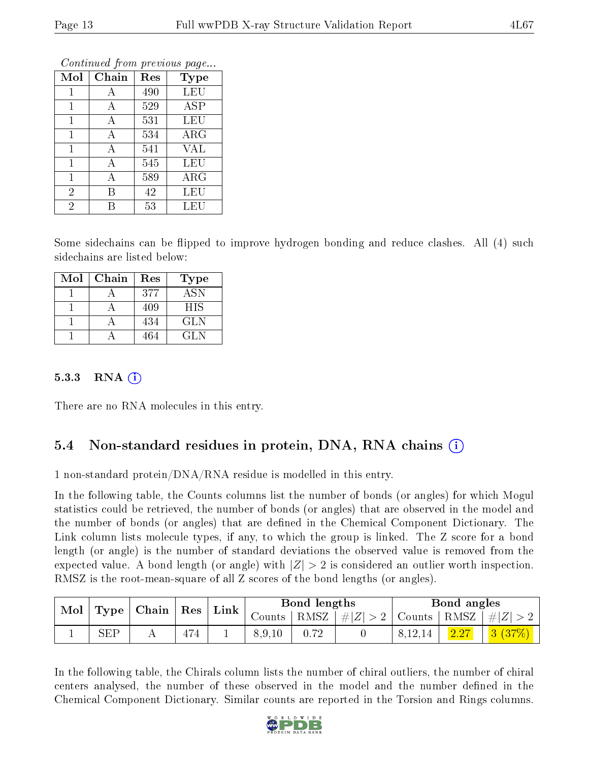*Continued from previous page...*

| Mol | Chain | Res | Type |
|---|---|---|---|
| 1 | A | 490 | LEU |
| 1 | A | 529 | ASP |
| 1 | A | 531 | LEU |
| 1 | A | 534 | ARG |
| 1 | A | 541 | VAL |
| 1 | A | 545 | LEU |
| 1 | A | 589 | ARG |
| 2 | B | 42 | LEU |
| 2 | B | 53 | LEU |

Some sidechains can be flipped to improve hydrogen bonding and reduce clashes. All (4) such sidechains are listed below:

| Mol | Chain | Res | Type |
|---|---|---|---|
| 1 | A | 377 | ASN |
| 1 | A | 409 | HIS |
| 1 | A | 434 | GLN |
| 1 | A | 464 | GLN |

### 5.3.3 RNA

There are no RNA molecules in this entry.

## 5.4 Non-standard residues in protein, DNA, RNA chains

1 non-standard protein/DNA/RNA residue is modelled in this entry.

In the following table, the Counts columns list the number of bonds (or angles) for which Mogul statistics could be retrieved, the number of bonds (or angles) that are observed in the model and the number of bonds (or angles) that are defined in the Chemical Component Dictionary. The Link column lists molecule types, if any, to which the group is linked. The Z score for a bond length (or angle) is the number of standard deviations the observed value is removed from the expected value. A bond length (or angle) with $|Z| > 2$ is considered an outlier worth inspection. RMSZ is the root-mean-square of all Z scores of the bond lengths (or angles).

| Mol | Type | Chain | Res | Link | Bond lengths | | | Bond angles | | |
|---|---|---|---|---|---|---|---|---|---|---|
| | | | | | Counts | RMSZ | $\#\|Z\| > 2$ | Counts | RMSZ | $\#\|Z\| > 2$ |
| 1 | SEP | A | 474 | 1 | 8,9,10 | 0.72 | 0 | 8,12,14 | 2.27 | 3 (37%) |

In the following table, the Chirals column lists the number of chiral outliers, the number of chiral centers analysed, the number of these observed in the model and the number defined in the Chemical Component Dictionary. Similar counts are reported in the Torsion and Rings columns.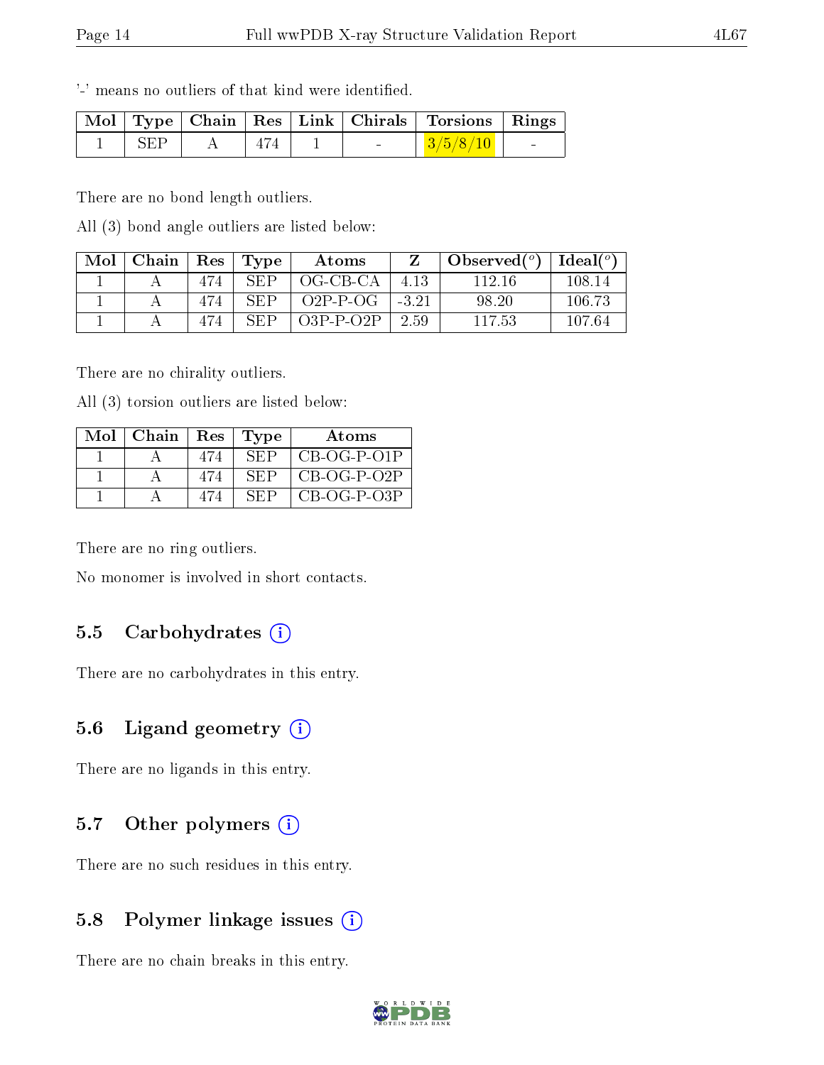'-' means no outliers of that kind were identified.

| Mol | Type | Chain | Res | Link | Chirals | Torsions | Rings |
|---|---|---|---|---|---|---|---|
| 1 | SEP | A | 474 | 1 | - | 3/5/8/10 | - |

There are no bond length outliers.

All (3) bond angle outliers are listed below:

| Mol | Chain | Res | Type | Atoms | Z | Observed(°) | Ideal(°) |
|---|---|---|---|---|---|---|---|
| 1 | A | 474 | SEP | OG-CB-CA | 4.13 | 112.16 | 108.14 |
| 1 | A | 474 | SEP | O2P-P-OG | -3.21 | 98.20 | 106.73 |
| 1 | A | 474 | SEP | O3P-P-O2P | 2.59 | 117.53 | 107.64 |

There are no chirality outliers.

All (3) torsion outliers are listed below:

| Mol | Chain | Res | Type | Atoms |
|---|---|---|---|---|
| 1 | A | 474 | SEP | CB-OG-P-O1P |
| 1 | A | 474 | SEP | CB-OG-P-O2P |
| 1 | A | 474 | SEP | CB-OG-P-O3P |

There are no ring outliers.

No monomer is involved in short contacts.

## 5.5 Carbohydrates

There are no carbohydrates in this entry.

## 5.6 Ligand geometry

There are no ligands in this entry.

## 5.7 Other polymers

There are no such residues in this entry.

## 5.8 Polymer linkage issues

There are no chain breaks in this entry.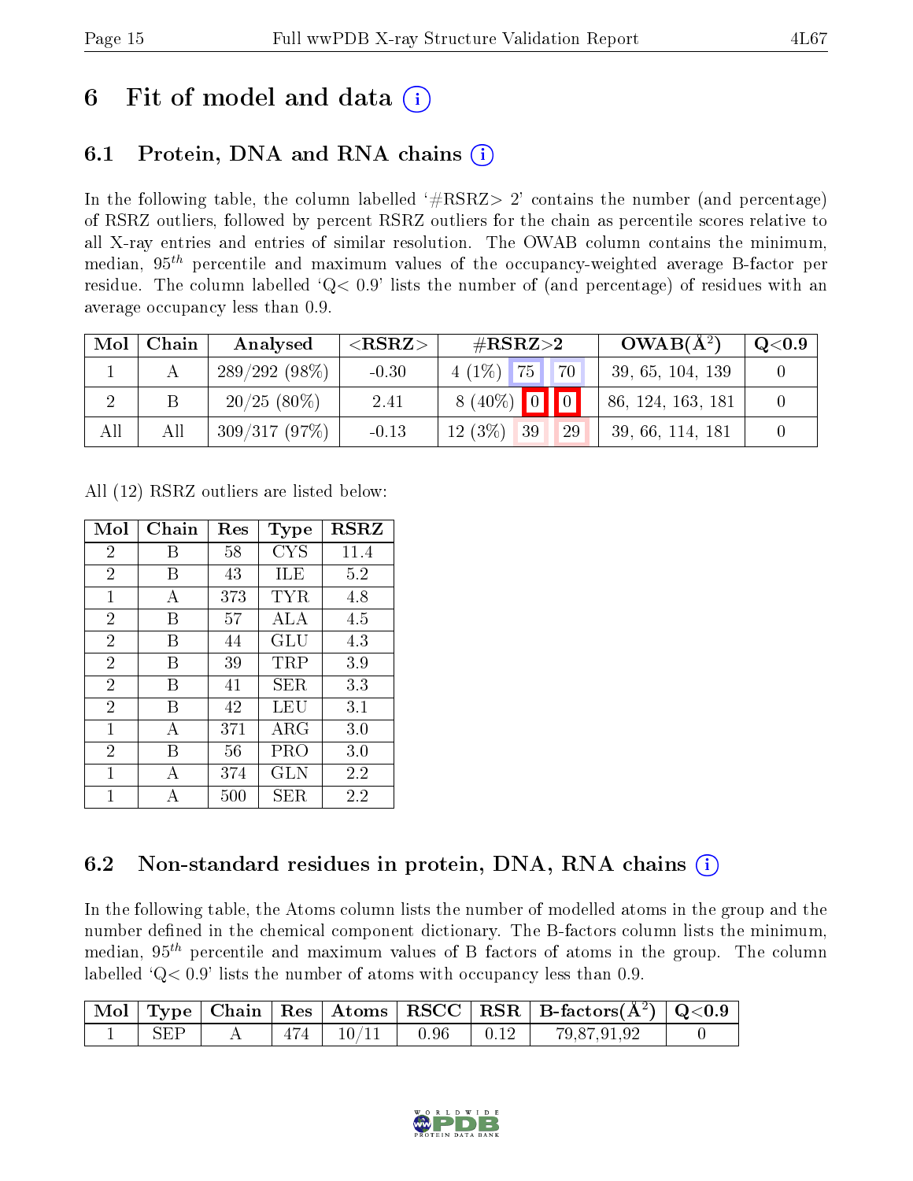# 6 Fit of model and data (i)

## 6.1 Protein, DNA and RNA chains (i)

In the following table, the column labelled '#RSRZ> 2' contains the number (and percentage) of RSRZ outliers, followed by percent RSRZ outliers for the chain as percentile scores relative to all X-ray entries and entries of similar resolution. The OWAB column contains the minimum, median, $95^{th}$ percentile and maximum values of the occupancy-weighted average B-factor per residue. The column labelled 'Q< 0.9' lists the number of (and percentage) of residues with an average occupancy less than 0.9.

| Mol | Chain | Analysed | <RSRZ> | #RSRZ>2 | | | OWAB(Å$^2$) | Q<0.9 |
|---|---|---|---|---|---|---|---|---|
| 1 | A | 289/292 (98%) | -0.30 | 4 (1%) | 75 | 70 | 39, 65, 104, 139 | 0 |
| 2 | B | 20/25 (80%) | 2.41 | 8 (40%) | 0 | 0 | 86, 124, 163, 181 | 0 |
| All | All | 309/317 (97%) | -0.13 | 12 (3%) | 39 | 29 | 39, 66, 114, 181 | 0 |

All (12) RSRZ outliers are listed below:

| Mol | Chain | Res | Type | RSRZ |
|---|---|---|---|---|
| 2 | B | 58 | CYS | 11.4 |
| 2 | B | 43 | ILE | 5.2 |
| 1 | A | 373 | TYR | 4.8 |
| 2 | B | 57 | ALA | 4.5 |
| 2 | B | 44 | GLU | 4.3 |
| 2 | B | 39 | TRP | 3.9 |
| 2 | B | 41 | SER | 3.3 |
| 2 | B | 42 | LEU | 3.1 |
| 1 | A | 371 | ARG | 3.0 |
| 2 | B | 56 | PRO | 3.0 |
| 1 | A | 374 | GLN | 2.2 |
| 1 | A | 500 | SER | 2.2 |

## 6.2 Non-standard residues in protein, DNA, RNA chains (i)

In the following table, the Atoms column lists the number of modelled atoms in the group and the number defined in the chemical component dictionary. The B-factors column lists the minimum, median, $95^{th}$ percentile and maximum values of B factors of atoms in the group. The column labelled 'Q< 0.9' lists the number of atoms with occupancy less than 0.9.

| Mol | Type | Chain | Res | Atoms | RSCC | RSR | B-factors(Å$^2$) | Q<0.9 |
|---|---|---|---|---|---|---|---|---|
| 1 | SEP | A | 474 | 10/11 | 0.96 | 0.12 | 79,87,91,92 | 0 |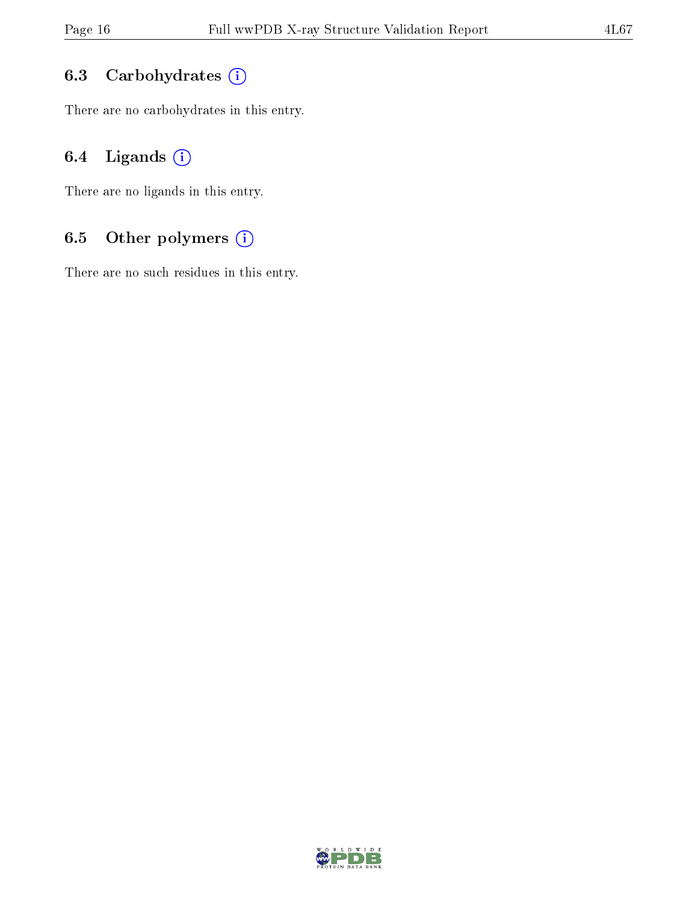### 6.3 Carbohydrates

There are no carbohydrates in this entry.

### 6.4 Ligands

There are no ligands in this entry.

### 6.5 Other polymers

There are no such residues in this entry.